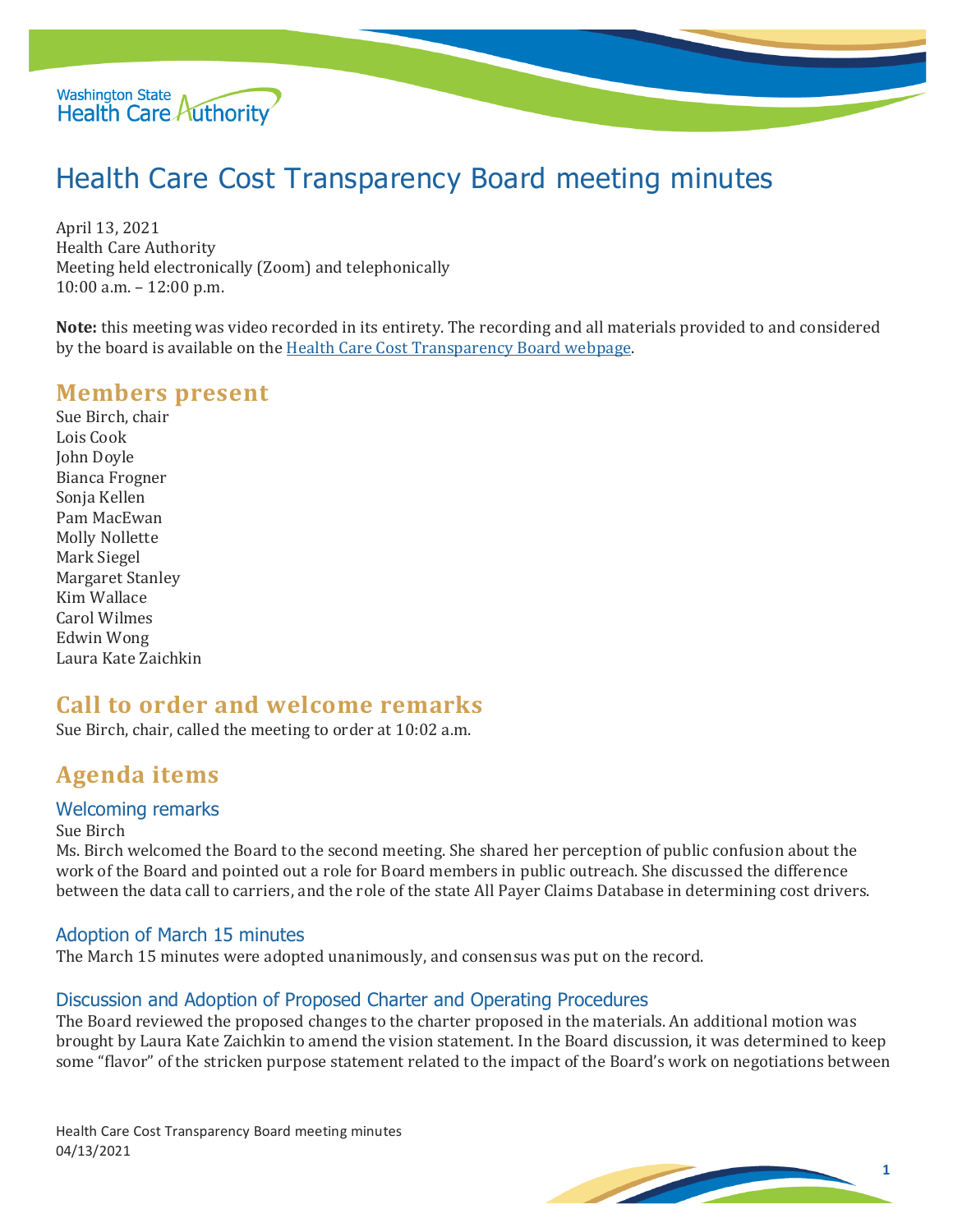# Health Care Cost Transparency Board meeting minutes

April 13, 2021
Health Care Authority
Meeting held electronically (Zoom) and telephonically
10:00 a.m. – 12:00 p.m.

**Note:** this meeting was video recorded in its entirety. The recording and all materials provided to and considered by the board is available on the Health Care Cost Transparency Board webpage.

## Members present

Sue Birch, chair
Lois Cook
John Doyle
Bianca Frogner
Sonja Kellen
Pam MacEwan
Molly Nollette
Mark Siegel
Margaret Stanley
Kim Wallace
Carol Wilmes
Edwin Wong
Laura Kate Zaichkin

## Call to order and welcome remarks

Sue Birch, chair, called the meeting to order at 10:02 a.m.

## Agenda items

### Welcoming remarks

Sue Birch
Ms. Birch welcomed the Board to the second meeting. She shared her perception of public confusion about the work of the Board and pointed out a role for Board members in public outreach. She discussed the difference between the data call to carriers, and the role of the state All Payer Claims Database in determining cost drivers.

### Adoption of March 15 minutes

The March 15 minutes were adopted unanimously, and consensus was put on the record.

### Discussion and Adoption of Proposed Charter and Operating Procedures

The Board reviewed the proposed changes to the charter proposed in the materials. An additional motion was brought by Laura Kate Zaichkin to amend the vision statement. In the Board discussion, it was determined to keep some "flavor" of the stricken purpose statement related to the impact of the Board's work on negotiations between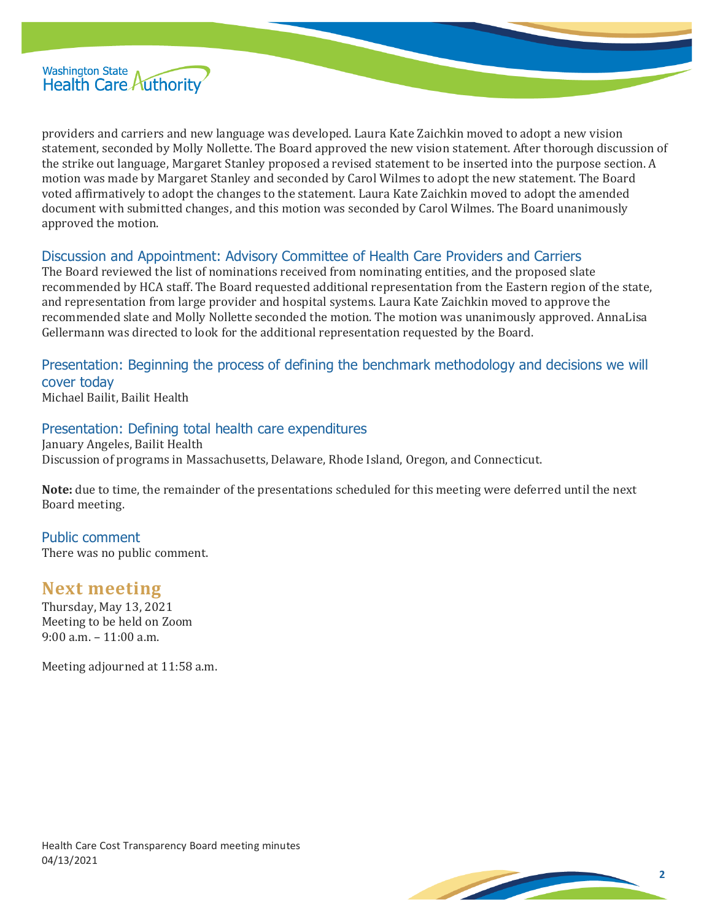providers and carriers and new language was developed. Laura Kate Zaichkin moved to adopt a new vision statement, seconded by Molly Nollette. The Board approved the new vision statement. After thorough discussion of the strike out language, Margaret Stanley proposed a revised statement to be inserted into the purpose section. A motion was made by Margaret Stanley and seconded by Carol Wilmes to adopt the new statement. The Board voted affirmatively to adopt the changes to the statement. Laura Kate Zaichkin moved to adopt the amended document with submitted changes, and this motion was seconded by Carol Wilmes. The Board unanimously approved the motion.

### Discussion and Appointment: Advisory Committee of Health Care Providers and Carriers

The Board reviewed the list of nominations received from nominating entities, and the proposed slate recommended by HCA staff. The Board requested additional representation from the Eastern region of the state, and representation from large provider and hospital systems. Laura Kate Zaichkin moved to approve the recommended slate and Molly Nollette seconded the motion. The motion was unanimously approved. AnnaLisa Gellermann was directed to look for the additional representation requested by the Board.

### Presentation: Beginning the process of defining the benchmark methodology and decisions we will cover today

Michael Bailit, Bailit Health

### Presentation: Defining total health care expenditures

January Angeles, Bailit Health
Discussion of programs in Massachusetts, Delaware, Rhode Island, Oregon, and Connecticut.

**Note:** due to time, the remainder of the presentations scheduled for this meeting were deferred until the next Board meeting.

### Public comment

There was no public comment.

## Next meeting

Thursday, May 13, 2021
Meeting to be held on Zoom
9:00 a.m. – 11:00 a.m.

Meeting adjourned at 11:58 a.m.